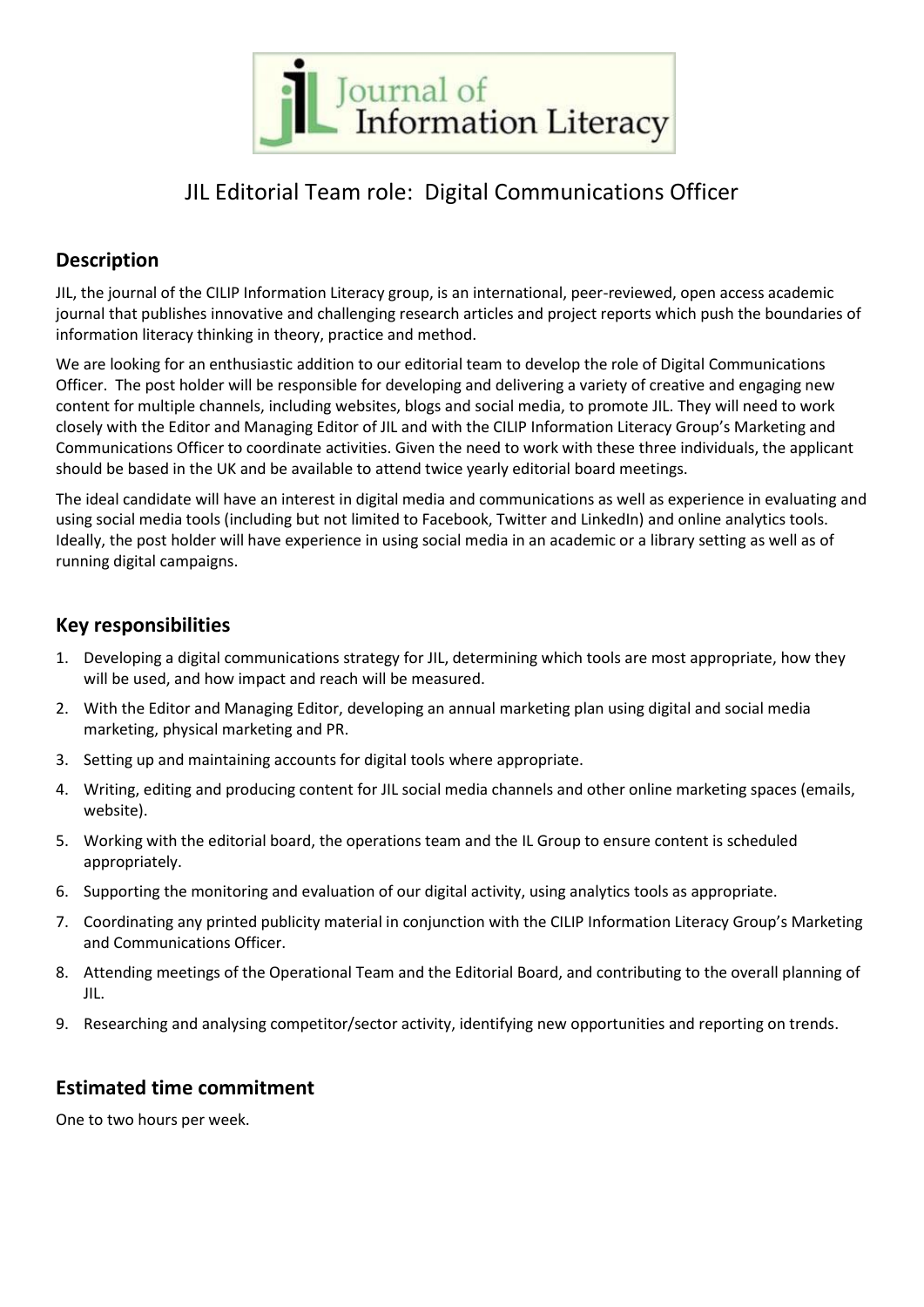# JIL Editorial Team role: Digital Communications Officer

## Description

JIL, the journal of the CILIP Information Literacy group, is an international, peer-reviewed, open access academic journal that publishes innovative and challenging research articles and project reports which push the boundaries of information literacy thinking in theory, practice and method.

We are looking for an enthusiastic addition to our editorial team to develop the role of Digital Communications Officer. The post holder will be responsible for developing and delivering a variety of creative and engaging new content for multiple channels, including websites, blogs and social media, to promote JIL. They will need to work closely with the Editor and Managing Editor of JIL and with the CILIP Information Literacy Group's Marketing and Communications Officer to coordinate activities. Given the need to work with these three individuals, the applicant should be based in the UK and be available to attend twice yearly editorial board meetings.

The ideal candidate will have an interest in digital media and communications as well as experience in evaluating and using social media tools (including but not limited to Facebook, Twitter and LinkedIn) and online analytics tools. Ideally, the post holder will have experience in using social media in an academic or a library setting as well as of running digital campaigns.

## Key responsibilities

1. Developing a digital communications strategy for JIL, determining which tools are most appropriate, how they will be used, and how impact and reach will be measured.
2. With the Editor and Managing Editor, developing an annual marketing plan using digital and social media marketing, physical marketing and PR.
3. Setting up and maintaining accounts for digital tools where appropriate.
4. Writing, editing and producing content for JIL social media channels and other online marketing spaces (emails, website).
5. Working with the editorial board, the operations team and the IL Group to ensure content is scheduled appropriately.
6. Supporting the monitoring and evaluation of our digital activity, using analytics tools as appropriate.
7. Coordinating any printed publicity material in conjunction with the CILIP Information Literacy Group's Marketing and Communications Officer.
8. Attending meetings of the Operational Team and the Editorial Board, and contributing to the overall planning of JIL.
9. Researching and analysing competitor/sector activity, identifying new opportunities and reporting on trends.

## Estimated time commitment

One to two hours per week.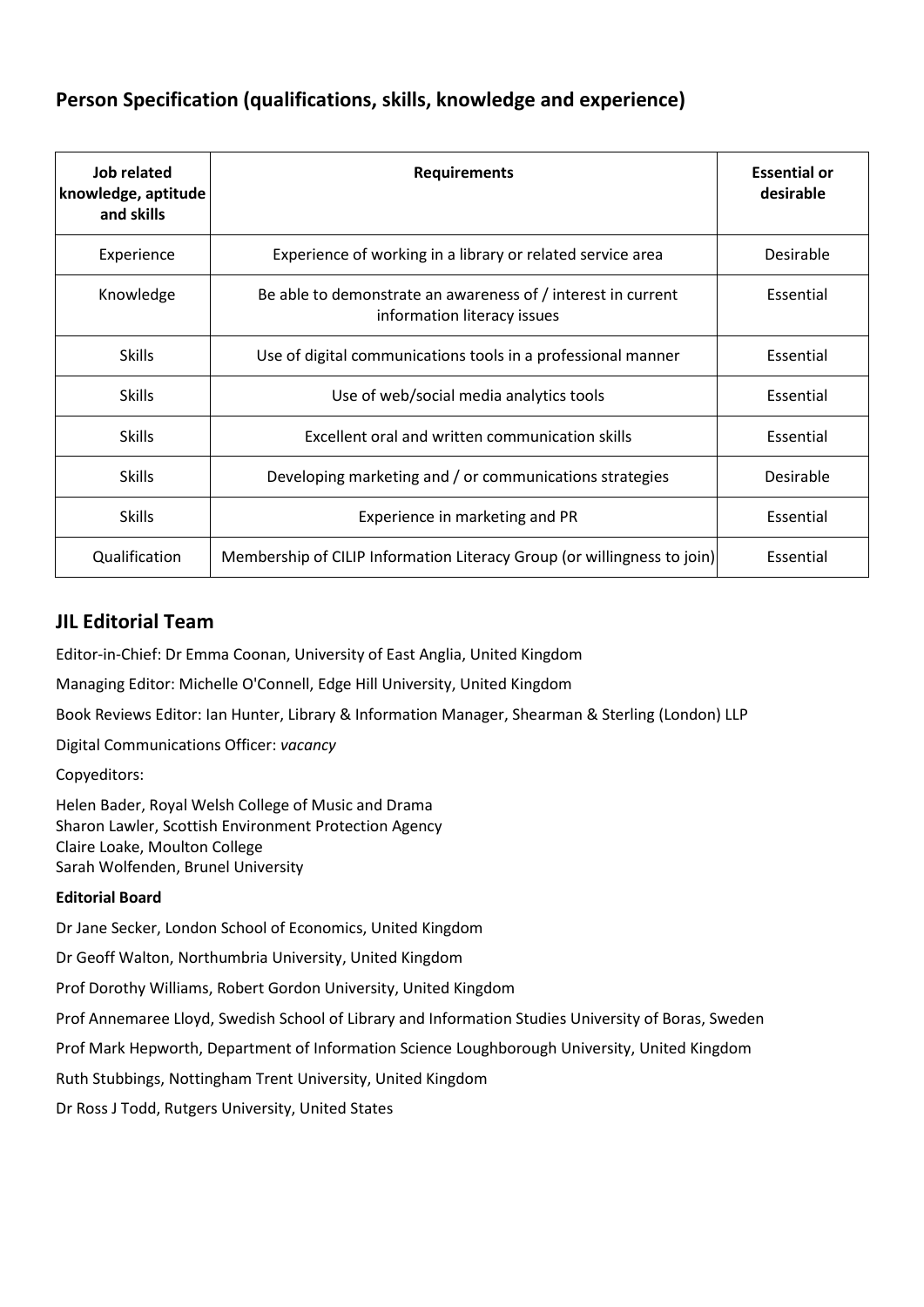## Person Specification (qualifications, skills, knowledge and experience)

| Job related knowledge, aptitude and skills | Requirements | Essential or desirable |
|---|---|---|
| Experience | Experience of working in a library or related service area | Desirable |
| Knowledge | Be able to demonstrate an awareness of / interest in current information literacy issues | Essential |
| Skills | Use of digital communications tools in a professional manner | Essential |
| Skills | Use of web/social media analytics tools | Essential |
| Skills | Excellent oral and written communication skills | Essential |
| Skills | Developing marketing and / or communications strategies | Desirable |
| Skills | Experience in marketing and PR | Essential |
| Qualification | Membership of CILIP Information Literacy Group (or willingness to join) | Essential |

## JIL Editorial Team

Editor-in-Chief: Dr Emma Coonan, University of East Anglia, United Kingdom

Managing Editor: Michelle O'Connell, Edge Hill University, United Kingdom

Book Reviews Editor: Ian Hunter, Library & Information Manager, Shearman & Sterling (London) LLP

Digital Communications Officer: *vacancy*

Copyeditors:

Helen Bader, Royal Welsh College of Music and Drama
Sharon Lawler, Scottish Environment Protection Agency
Claire Loake, Moulton College
Sarah Wolfenden, Brunel University

**Editorial Board**

Dr Jane Secker, London School of Economics, United Kingdom

Dr Geoff Walton, Northumbria University, United Kingdom

Prof Dorothy Williams, Robert Gordon University, United Kingdom

Prof Annemaree Lloyd, Swedish School of Library and Information Studies University of Boras, Sweden

Prof Mark Hepworth, Department of Information Science Loughborough University, United Kingdom

Ruth Stubbings, Nottingham Trent University, United Kingdom

Dr Ross J Todd, Rutgers University, United States